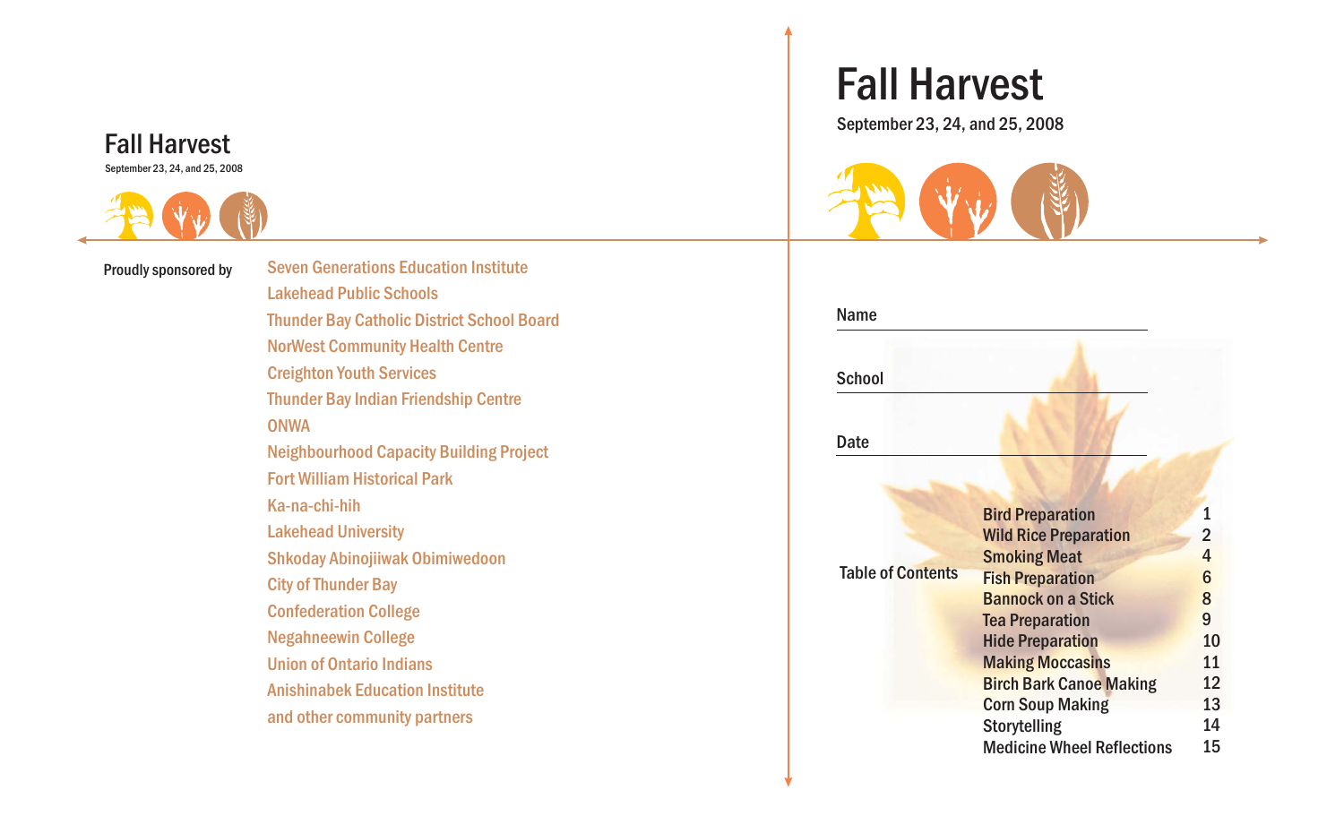# Fall Harvest

September 23, 24, and 25, 2008

**Proudly sponsored by**

- Seven Generations Education Institute
- Lakehead Public Schools
- Thunder Bay Catholic District School Board
- NorWest Community Health Centre
- Creighton Youth Services
- Thunder Bay Indian Friendship Centre
- ONWA
- Neighbourhood Capacity Building Project
- Fort William Historical Park
- Ka-na-chi-hih
- Lakehead University
- Shkoday Abinojiiwak Obimiwedoon
- City of Thunder Bay
- Confederation College
- Negahneewin College
- Union of Ontario Indians
- Anishinabek Education Institute
- and other community partners

# Fall Harvest

September 23, 24, and 25, 2008

Name ______________________

School ______________________

Date ______________________

## Table of Contents

| | |
|---|---|
| Bird Preparation | 1 |
| Wild Rice Preparation | 2 |
| Smoking Meat | 4 |
| Fish Preparation | 6 |
| Bannock on a Stick | 8 |
| Tea Preparation | 9 |
| Hide Preparation | 10 |
| Making Moccasins | 11 |
| Birch Bark Canoe Making | 12 |
| Corn Soup Making | 13 |
| Storytelling | 14 |
| Medicine Wheel Reflections | 15 |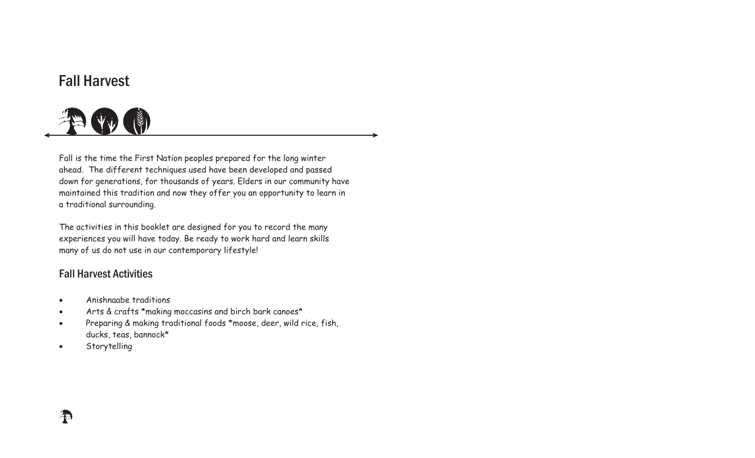# Fall Harvest

Fall is the time the First Nation peoples prepared for the long winter ahead. The different techniques used have been developed and passed down for generations, for thousands of years. Elders in our community have maintained this tradition and now they offer you an opportunity to learn in a traditional surrounding.

The activities in this booklet are designed for you to record the many experiences you will have today. Be ready to work hard and learn skills many of us do not use in our contemporary lifestyle!

## Fall Harvest Activities

- Anishnaabe traditions
- Arts & crafts *making moccasins and birch bark canoes*
- Preparing & making traditional foods *moose, deer, wild rice, fish, ducks, teas, bannock*
- Storytelling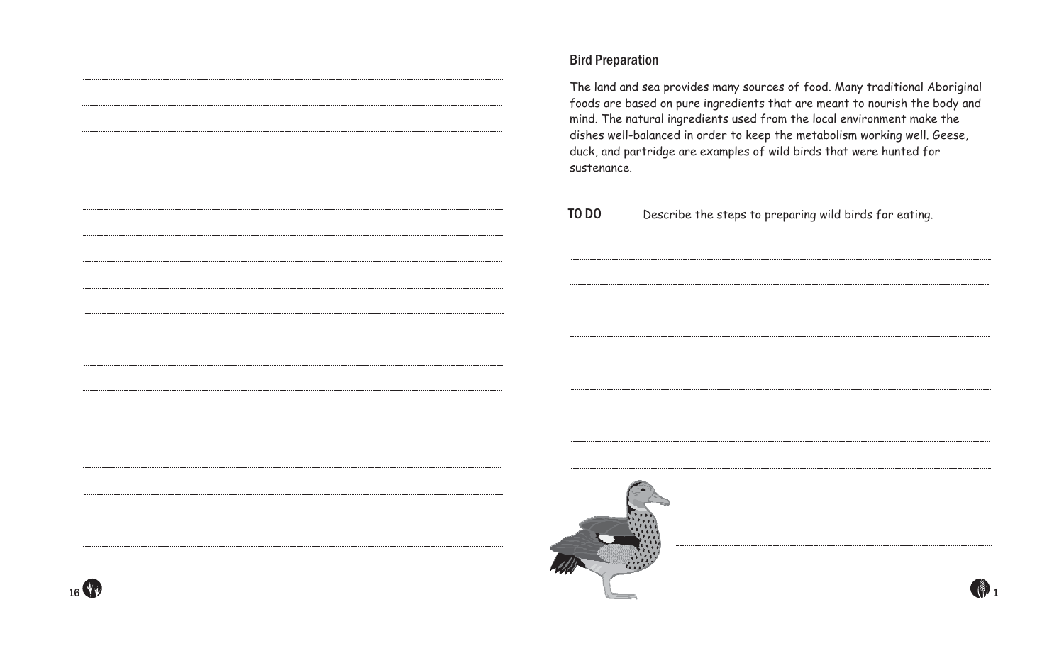## Bird Preparation

The land and sea provides many sources of food. Many traditional Aboriginal foods are based on pure ingredients that are meant to nourish the body and mind. The natural ingredients used from the local environment make the dishes well-balanced in order to keep the metabolism working well. Geese, duck, and partridge are examples of wild birds that were hunted for sustenance.

**TO DO** Describe the steps to preparing wild birds for eating.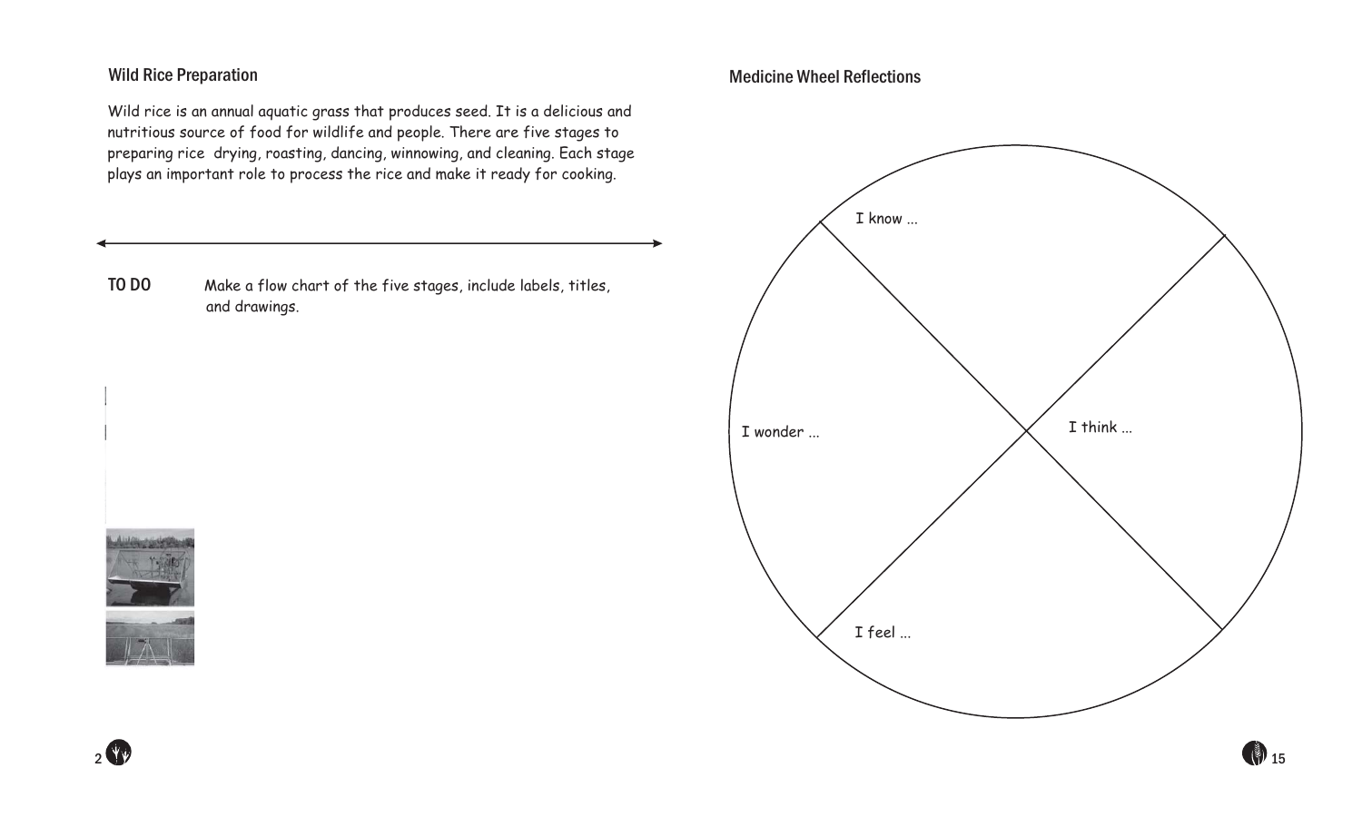## Wild Rice Preparation

Wild rice is an annual aquatic grass that produces seed. It is a delicious and nutritious source of food for wildlife and people. There are five stages to preparing rice drying, roasting, dancing, winnowing, and cleaning. Each stage plays an important role to process the rice and make it ready for cooking.

**TO DO** Make a flow chart of the five stages, include labels, titles, and drawings.

## Medicine Wheel Reflections

I know ...

I think ...

I feel ...

I wonder ...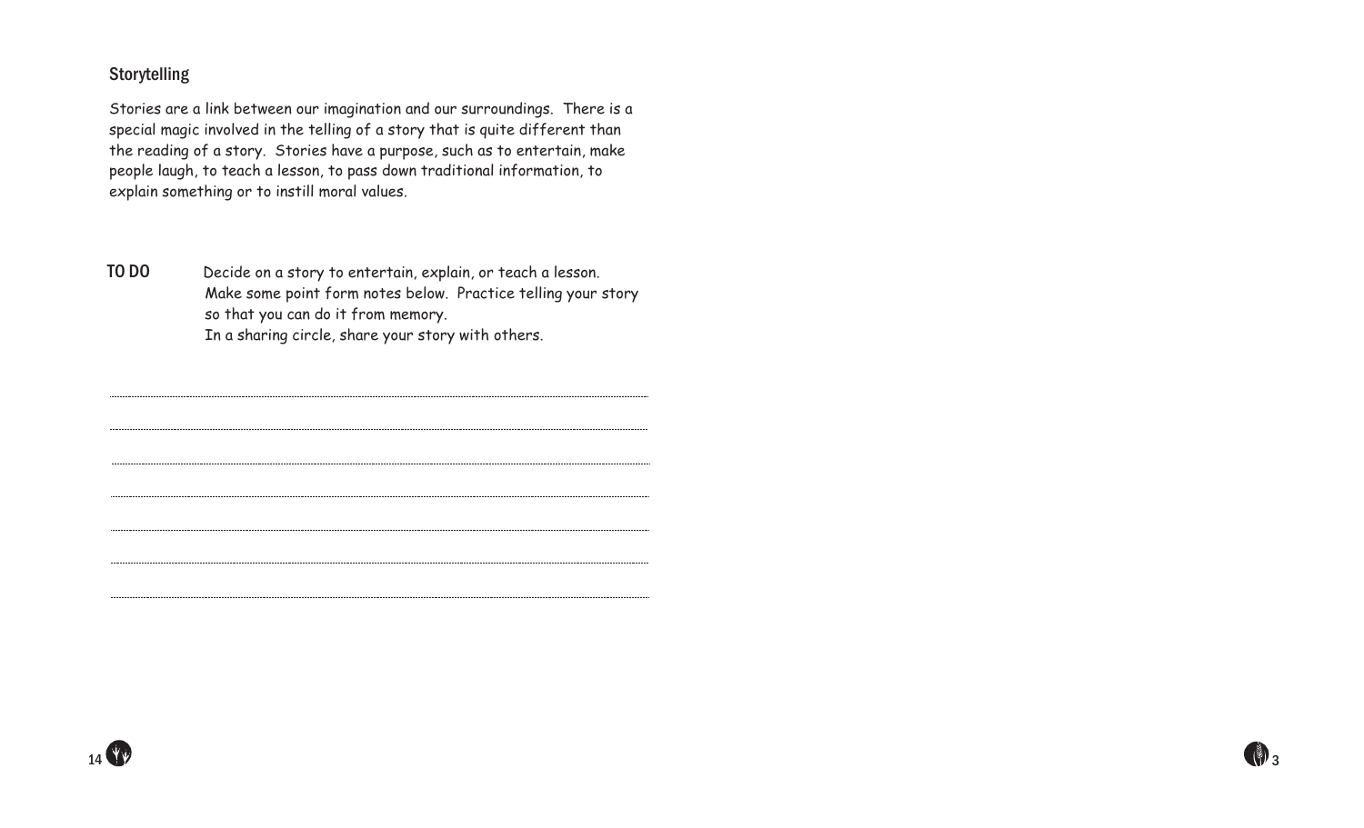## Storytelling

Stories are a link between our imagination and our surroundings. There is a special magic involved in the telling of a story that is quite different than the reading of a story. Stories have a purpose, such as to entertain, make people laugh, to teach a lesson, to pass down traditional information, to explain something or to instill moral values.

**TO DO**

Decide on a story to entertain, explain, or teach a lesson.
Make some point form notes below. Practice telling your story so that you can do it from memory.
In a sharing circle, share your story with others.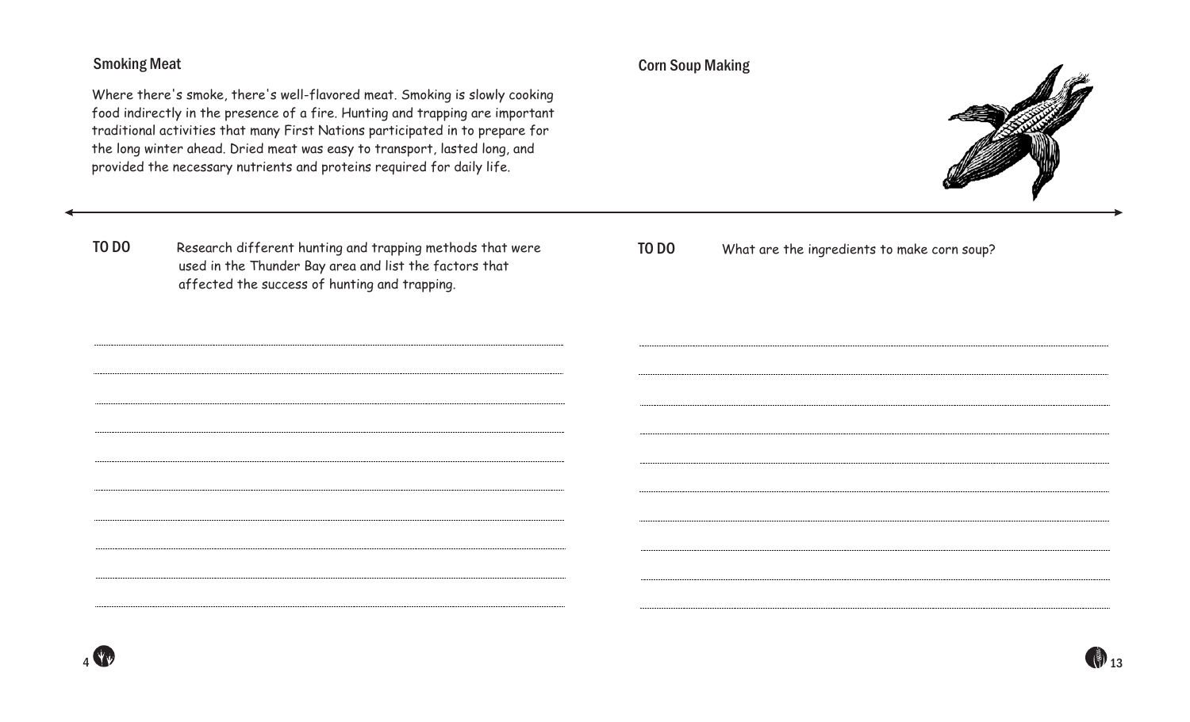## Smoking Meat

Where there's smoke, there's well-flavored meat. Smoking is slowly cooking food indirectly in the presence of a fire. Hunting and trapping are important traditional activities that many First Nations participated in to prepare for the long winter ahead. Dried meat was easy to transport, lasted long, and provided the necessary nutrients and proteins required for daily life.

**TO DO** Research different hunting and trapping methods that were used in the Thunder Bay area and list the factors that affected the success of hunting and trapping.

## Corn Soup Making

**TO DO** What are the ingredients to make corn soup?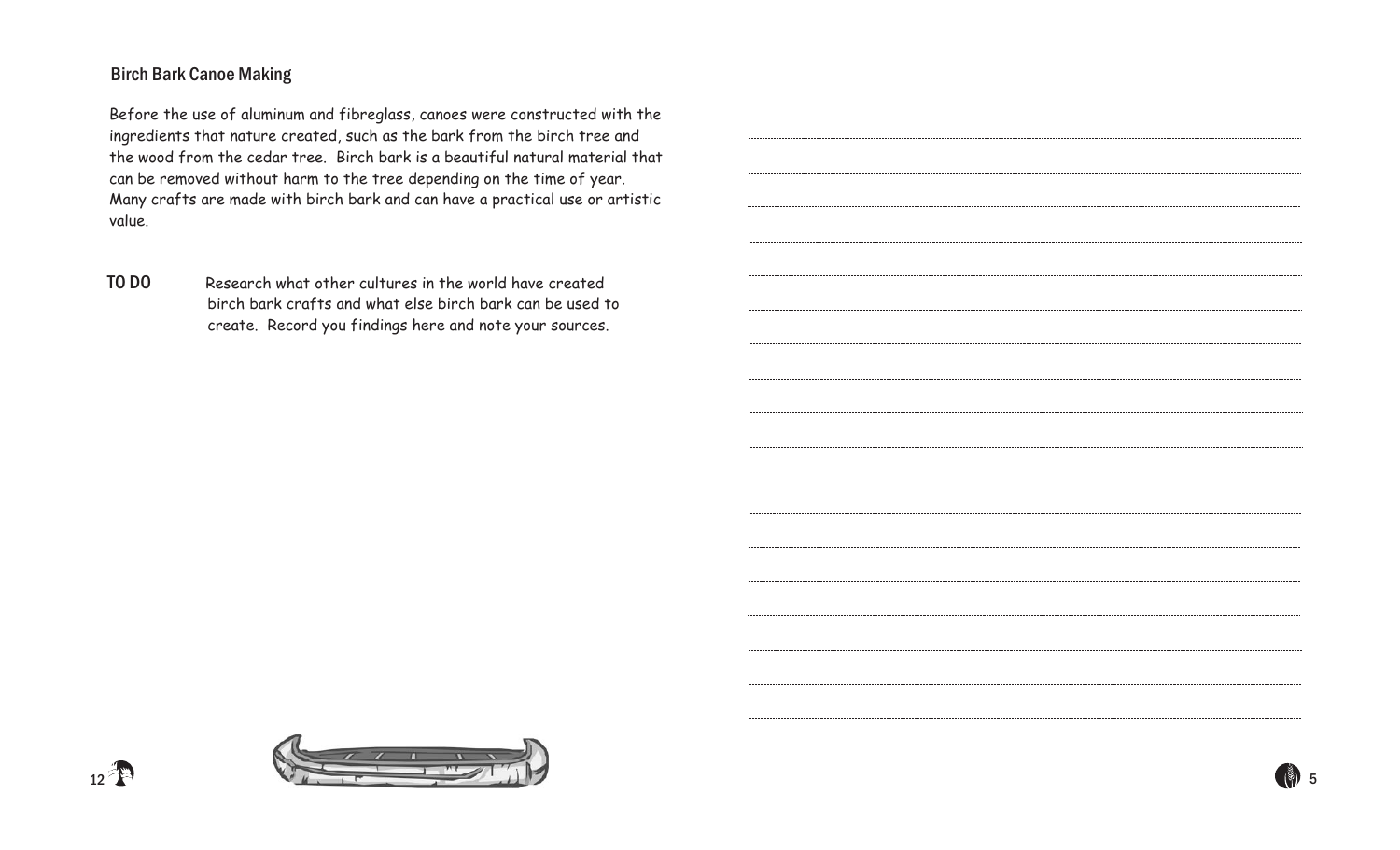## Birch Bark Canoe Making

Before the use of aluminum and fibreglass, canoes were constructed with the ingredients that nature created, such as the bark from the birch tree and the wood from the cedar tree. Birch bark is a beautiful natural material that can be removed without harm to the tree depending on the time of year. Many crafts are made with birch bark and can have a practical use or artistic value.

**TO DO** Research what other cultures in the world have created birch bark crafts and what else birch bark can be used to create. Record you findings here and note your sources.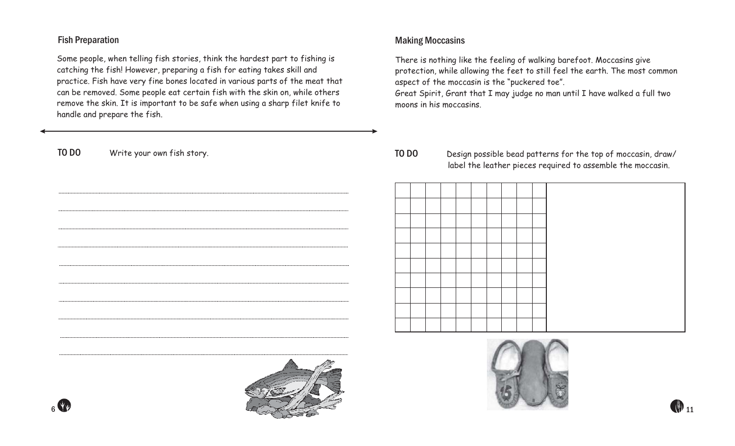## Fish Preparation

Some people, when telling fish stories, think the hardest part to fishing is catching the fish! However, preparing a fish for eating takes skill and practice. Fish have very fine bones located in various parts of the meat that can be removed. Some people eat certain fish with the skin on, while others remove the skin. It is important to be safe when using a sharp filet knife to handle and prepare the fish.

**TO DO** Write your own fish story.

## Making Moccasins

There is nothing like the feeling of walking barefoot. Moccasins give protection, while allowing the feet to still feel the earth. The most common aspect of the moccasin is the "puckered toe".

Great Spirit, Grant that I may judge no man until I have walked a full two moons in his moccasins.

**TO DO** Design possible bead patterns for the top of moccasin, draw/label the leather pieces required to assemble the moccasin.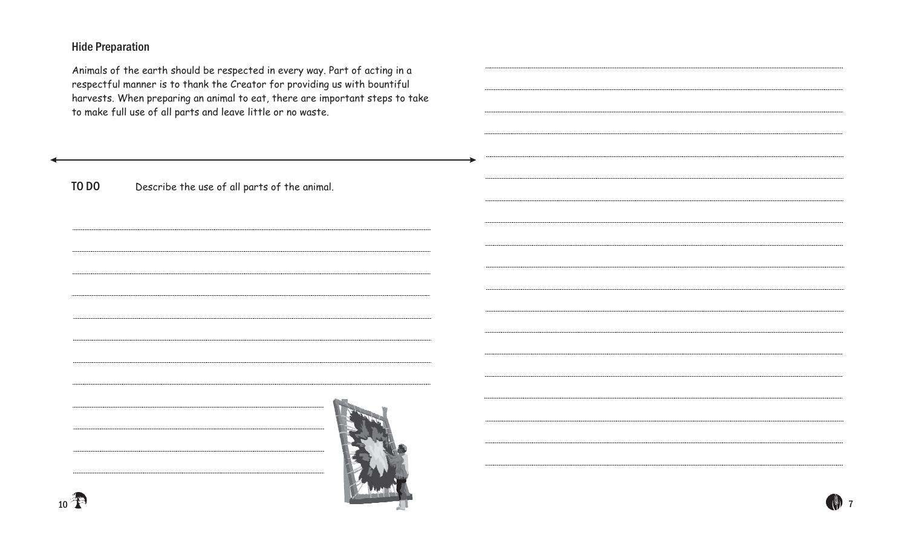## Hide Preparation

Animals of the earth should be respected in every way. Part of acting in a respectful manner is to thank the Creator for providing us with bountiful harvests. When preparing an animal to eat, there are important steps to take to make full use of all parts and leave little or no waste.

**TO DO** Describe the use of all parts of the animal.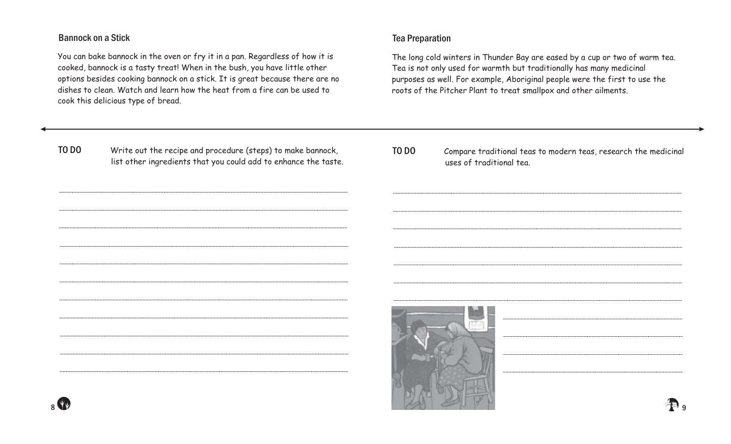## Bannock on a Stick

You can bake bannock in the oven or fry it in a pan. Regardless of how it is cooked, bannock is a tasty treat! When in the bush, you have little other options besides cooking bannock on a stick. It is great because there are no dishes to clean. Watch and learn how the heat from a fire can be used to cook this delicious type of bread.

**TO DO** Write out the recipe and procedure (steps) to make bannock, list other ingredients that you could add to enhance the taste.

## Tea Preparation

The long cold winters in Thunder Bay are eased by a cup or two of warm tea. Tea is not only used for warmth but traditionally has many medicinal purposes as well. For example, Aboriginal people were the first to use the roots of the Pitcher Plant to treat smallpox and other ailments.

**TO DO** Compare traditional teas to modern teas, research the medicinal uses of traditional tea.